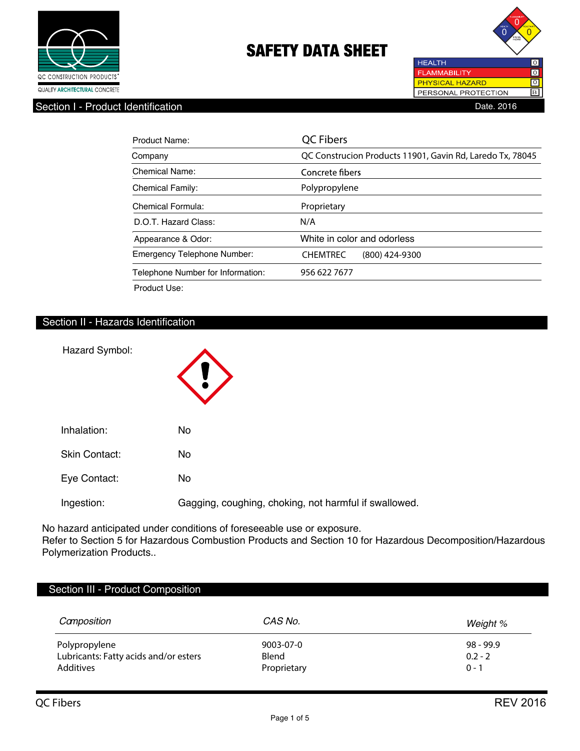QC CONSTRUCTION PRODUCTS®

QUALITY ARCHITECTURAL CONCRETE

# SAFETY DATA SHEET

| HEALTH | 0 |
|---|---|
| FLAMMABILITY | 0 |
| PHYSICAL HAZARD | 0 |
| PERSONAL PROTECTION | B |

## Section I - Product Identification

Date. 2016

| | |
|---|---|
| Product Name: | QC Fibers |
| Company | QC Construcion Products 11901, Gavin Rd, Laredo Tx, 78045 |
| Chemical Name: | Concrete fibers |
| Chemical Family: | Polypropylene |
| Chemical Formula: | Proprietary |
| D.O.T. Hazard Class: | N/A |
| Appearance & Odor: | White in color and odorless |
| Emergency Telephone Number: | CHEMTREC (800) 424-9300 |
| Telephone Number for Information: | 956 622 7677 |
| Product Use: | |

## Section II - Hazards Identification

Hazard Symbol:

Inhalation: No

Skin Contact: No

Eye Contact: No

Ingestion: Gagging, coughing, choking, not harmful if swallowed.

No hazard anticipated under conditions of foreseeable use or exposure.
Refer to Section 5 for Hazardous Combustion Products and Section 10 for Hazardous Decomposition/Hazardous Polymerization Products..

## Section III - Product Composition

| *Composition* | *CAS No.* | *Weight %* |
|---|---|---|
| Polypropylene | 9003-07-0 | 98 - 99.9 |
| Lubricants: Fatty acids and/or esters | Blend | 0.2 - 2 |
| Additives | Proprietary | 0 - 1 |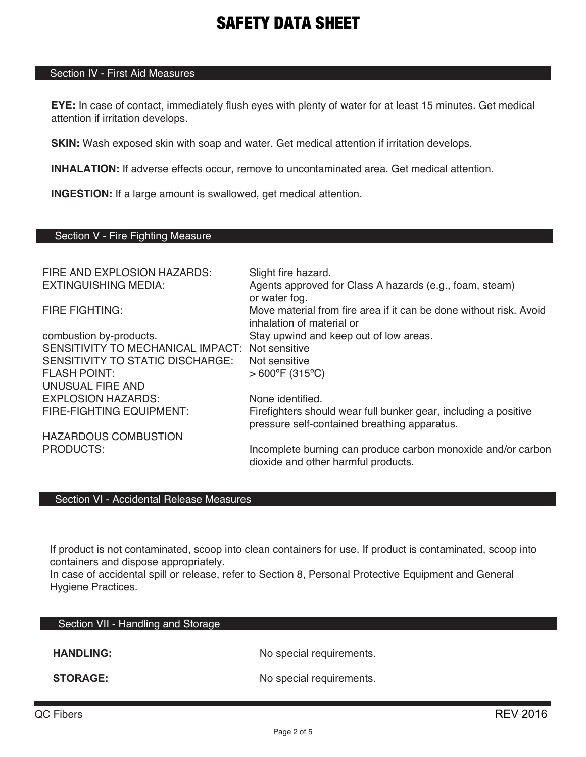# SAFETY DATA SHEET

## Section IV - First Aid Measures

**EYE:** In case of contact, immediately flush eyes with plenty of water for at least 15 minutes. Get medical attention if irritation develops.

**SKIN:** Wash exposed skin with soap and water. Get medical attention if irritation develops.

**INHALATION:** If adverse effects occur, remove to uncontaminated area. Get medical attention.

**INGESTION:** If a large amount is swallowed, get medical attention.

## Section V - Fire Fighting Measure

| | |
|---|---|
| FIRE AND EXPLOSION HAZARDS: | Slight fire hazard. |
| EXTINGUISHING MEDIA: | Agents approved for Class A hazards (e.g., foam, steam) or water fog. |
| FIRE FIGHTING: | Move material from fire area if it can be done without risk. Avoid inhalation of material or |
| combustion by-products. | Stay upwind and keep out of low areas. |
| SENSITIVITY TO MECHANICAL IMPACT: | Not sensitive |
| SENSITIVITY TO STATIC DISCHARGE: | Not sensitive |
| FLASH POINT: | > 600°F (315°C) |
| UNUSUAL FIRE AND EXPLOSION HAZARDS: | None identified. |
| FIRE-FIGHTING EQUIPMENT: | Firefighters should wear full bunker gear, including a positive pressure self-contained breathing apparatus. |
| HAZARDOUS COMBUSTION PRODUCTS: | Incomplete burning can produce carbon monoxide and/or carbon dioxide and other harmful products. |

## Section VI - Accidental Release Measures

If product is not contaminated, scoop into clean containers for use. If product is contaminated, scoop into containers and dispose appropriately.
In case of accidental spill or release, refer to Section 8, Personal Protective Equipment and General Hygiene Practices.

## Section VII - Handling and Storage

| | |
|---|---|
| **HANDLING:** | No special requirements. |
| **STORAGE:** | No special requirements. |

QC Fibers REV 2016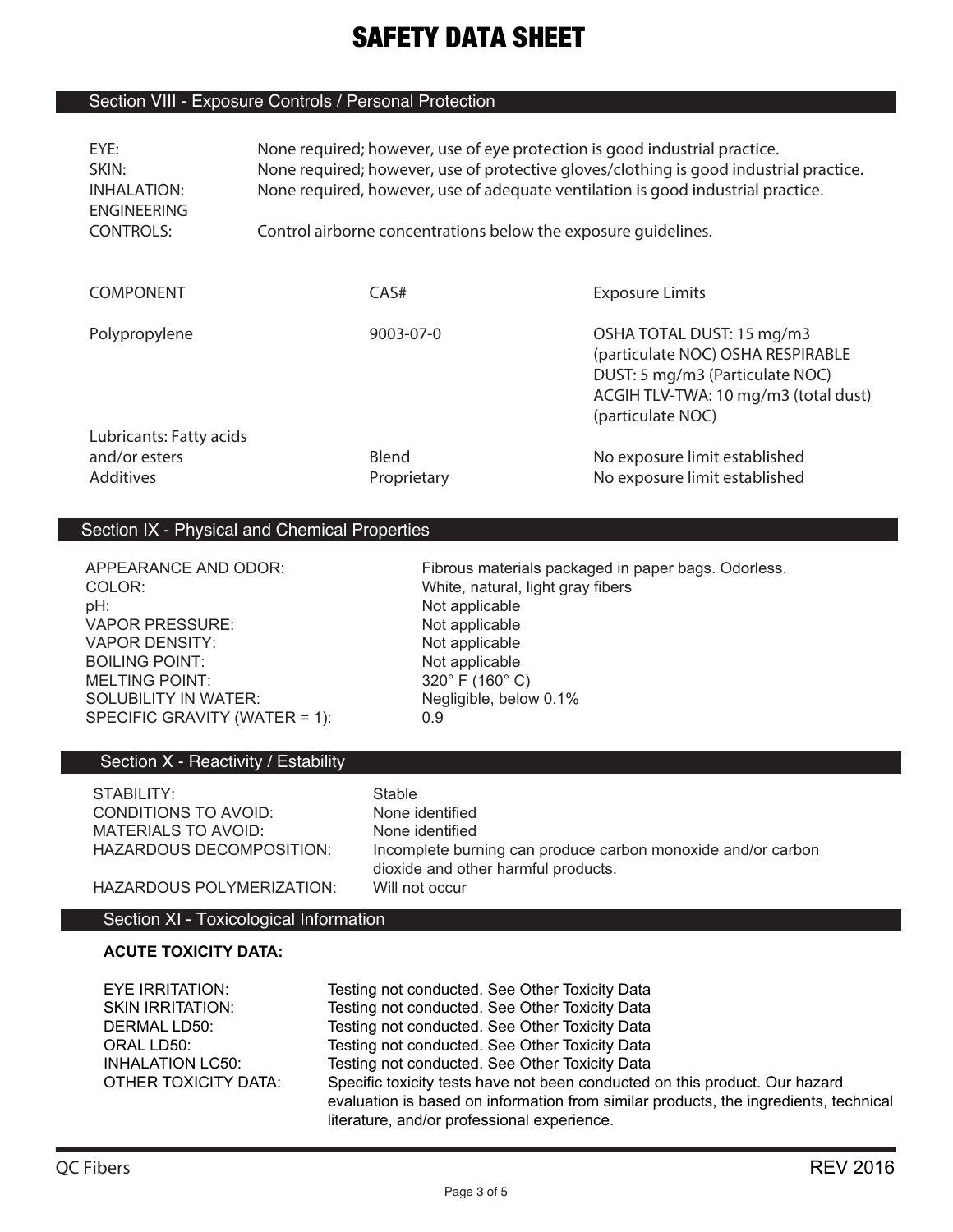# SAFETY DATA SHEET

## Section VIII - Exposure Controls / Personal Protection

| | |
|---|---|
| EYE: | None required; however, use of eye protection is good industrial practice. |
| SKIN: | None required; however, use of protective gloves/clothing is good industrial practice. |
| INHALATION: | None required, however, use of adequate ventilation is good industrial practice. |
| ENGINEERING CONTROLS: | Control airborne concentrations below the exposure guidelines. |

| COMPONENT | CAS# | Exposure Limits |
|---|---|---|
| Polypropylene | 9003-07-0 | OSHA TOTAL DUST: 15 mg/m3 (particulate NOC) OSHA RESPIRABLE DUST: 5 mg/m3 (Particulate NOC) ACGIH TLV-TWA: 10 mg/m3 (total dust) (particulate NOC) |
| Lubricants: Fatty acids and/or esters | Blend | No exposure limit established |
| Additives | Proprietary | No exposure limit established |

## Section IX - Physical and Chemical Properties

| | |
|---|---|
| APPEARANCE AND ODOR: | Fibrous materials packaged in paper bags. Odorless. |
| COLOR: | White, natural, light gray fibers |
| pH: | Not applicable |
| VAPOR PRESSURE: | Not applicable |
| VAPOR DENSITY: | Not applicable |
| BOILING POINT: | Not applicable |
| MELTING POINT: | 320° F (160° C) |
| SOLUBILITY IN WATER: | Negligible, below 0.1% |
| SPECIFIC GRAVITY (WATER = 1): | 0.9 |

## Section X - Reactivity / Estability

| | |
|---|---|
| STABILITY: | Stable |
| CONDITIONS TO AVOID: | None identified |
| MATERIALS TO AVOID: | None identified |
| HAZARDOUS DECOMPOSITION: | Incomplete burning can produce carbon monoxide and/or carbon dioxide and other harmful products. |
| HAZARDOUS POLYMERIZATION: | Will not occur |

## Section XI - Toxicological Information

**ACUTE TOXICITY DATA:**

| | |
|---|---|
| EYE IRRITATION: | Testing not conducted. See Other Toxicity Data |
| SKIN IRRITATION: | Testing not conducted. See Other Toxicity Data |
| DERMAL LD50: | Testing not conducted. See Other Toxicity Data |
| ORAL LD50: | Testing not conducted. See Other Toxicity Data |
| INHALATION LC50: | Testing not conducted. See Other Toxicity Data |
| OTHER TOXICITY DATA: | Specific toxicity tests have not been conducted on this product. Our hazard evaluation is based on information from similar products, the ingredients, technical literature, and/or professional experience. |

QC Fibers REV 2016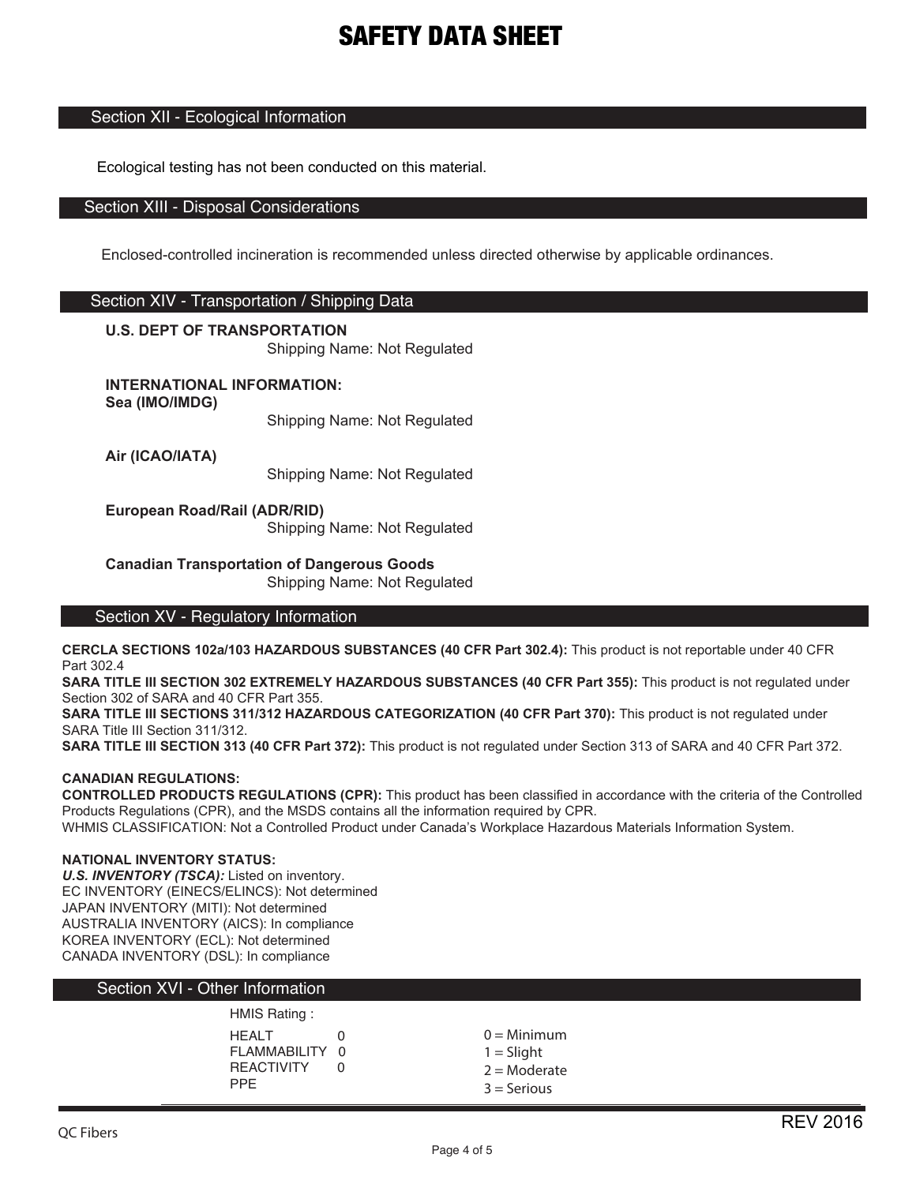## Section XII - Ecological Information

Ecological testing has not been conducted on this material.

## Section XIII - Disposal Considerations

Enclosed-controlled incineration is recommended unless directed otherwise by applicable ordinances.

## Section XIV - Transportation / Shipping Data

**U.S. DEPT OF TRANSPORTATION**
Shipping Name: Not Regulated

**INTERNATIONAL INFORMATION:**
**Sea (IMO/IMDG)**
Shipping Name: Not Regulated

**Air (ICAO/IATA)**
Shipping Name: Not Regulated

**European Road/Rail (ADR/RID)**
Shipping Name: Not Regulated

**Canadian Transportation of Dangerous Goods**
Shipping Name: Not Regulated

## Section XV - Regulatory Information

**CERCLA SECTIONS 102a/103 HAZARDOUS SUBSTANCES (40 CFR Part 302.4):** This product is not reportable under 40 CFR Part 302.4
**SARA TITLE III SECTION 302 EXTREMELY HAZARDOUS SUBSTANCES (40 CFR Part 355):** This product is not regulated under Section 302 of SARA and 40 CFR Part 355.
**SARA TITLE III SECTIONS 311/312 HAZARDOUS CATEGORIZATION (40 CFR Part 370):** This product is not regulated under SARA Title III Section 311/312.
**SARA TITLE III SECTION 313 (40 CFR Part 372):** This product is not regulated under Section 313 of SARA and 40 CFR Part 372.

**CANADIAN REGULATIONS:**
**CONTROLLED PRODUCTS REGULATIONS (CPR):** This product has been classified in accordance with the criteria of the Controlled Products Regulations (CPR), and the MSDS contains all the information required by CPR.
WHMIS CLASSIFICATION: Not a Controlled Product under Canada's Workplace Hazardous Materials Information System.

**NATIONAL INVENTORY STATUS:**
***U.S. INVENTORY (TSCA):*** Listed on inventory.
EC INVENTORY (EINECS/ELINCS): Not determined
JAPAN INVENTORY (MITI): Not determined
AUSTRALIA INVENTORY (AICS): In compliance
KOREA INVENTORY (ECL): Not determined
CANADA INVENTORY (DSL): In compliance

## Section XVI - Other Information

HMIS Rating :

| | | |
|---|---|---|
| HEALT | 0 | 0 = Minimum |
| FLAMMABILITY | 0 | 1 = Slight |
| REACTIVITY | 0 | 2 = Moderate |
| PPE | | 3 = Serious |

QC Fibers

REV 2016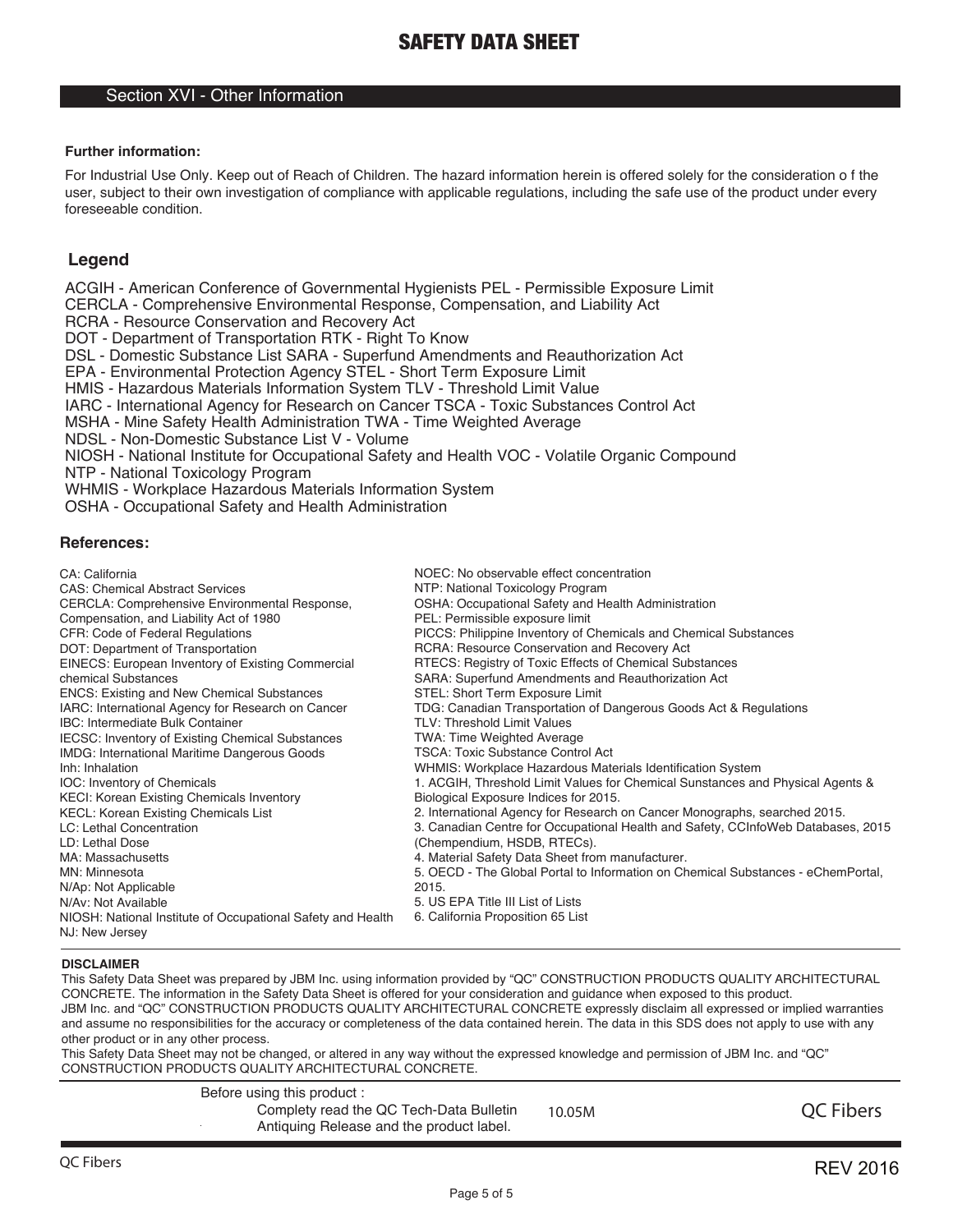# SAFETY DATA SHEET

## Section XVI - Other Information

**Further information:**

For Industrial Use Only. Keep out of Reach of Children. The hazard information herein is offered solely for the consideration o f the user, subject to their own investigation of compliance with applicable regulations, including the safe use of the product under every foreseeable condition.

### Legend

ACGIH - American Conference of Governmental Hygienists PEL - Permissible Exposure Limit
CERCLA - Comprehensive Environmental Response, Compensation, and Liability Act
RCRA - Resource Conservation and Recovery Act
DOT - Department of Transportation RTK - Right To Know
DSL - Domestic Substance List SARA - Superfund Amendments and Reauthorization Act
EPA - Environmental Protection Agency STEL - Short Term Exposure Limit
HMIS - Hazardous Materials Information System TLV - Threshold Limit Value
IARC - International Agency for Research on Cancer TSCA - Toxic Substances Control Act
MSHA - Mine Safety Health Administration TWA - Time Weighted Average
NDSL - Non-Domestic Substance List V - Volume
NIOSH - National Institute for Occupational Safety and Health VOC - Volatile Organic Compound
NTP - National Toxicology Program
WHMIS - Workplace Hazardous Materials Information System
OSHA - Occupational Safety and Health Administration

**References:**

CA: California
CAS: Chemical Abstract Services
CERCLA: Comprehensive Environmental Response, Compensation, and Liability Act of 1980
CFR: Code of Federal Regulations
DOT: Department of Transportation
EINECS: European Inventory of Existing Commercial chemical Substances
ENCS: Existing and New Chemical Substances
IARC: International Agency for Research on Cancer
IBC: Intermediate Bulk Container
IECSC: Inventory of Existing Chemical Substances
IMDG: International Maritime Dangerous Goods
Inh: Inhalation
IOC: Inventory of Chemicals
KECI: Korean Existing Chemicals Inventory
KECL: Korean Existing Chemicals List
LC: Lethal Concentration
LD: Lethal Dose
MA: Massachusetts
MN: Minnesota
N/Ap: Not Applicable
N/Av: Not Available
NIOSH: National Institute of Occupational Safety and Health
NJ: New Jersey
NOEC: No observable effect concentration
NTP: National Toxicology Program
OSHA: Occupational Safety and Health Administration
PEL: Permissible exposure limit
PICCS: Philippine Inventory of Chemicals and Chemical Substances
RCRA: Resource Conservation and Recovery Act
RTECS: Registry of Toxic Effects of Chemical Substances
SARA: Superfund Amendments and Reauthorization Act
STEL: Short Term Exposure Limit
TDG: Canadian Transportation of Dangerous Goods Act & Regulations
TLV: Threshold Limit Values
TWA: Time Weighted Average
TSCA: Toxic Substance Control Act
WHMIS: Workplace Hazardous Materials Identification System

1. ACGIH, Threshold Limit Values for Chemical Sunstances and Physical Agents & Biological Exposure Indices for 2015.
2. International Agency for Research on Cancer Monographs, searched 2015.
3. Canadian Centre for Occupational Health and Safety, CCInfoWeb Databases, 2015 (Chempendium, HSDB, RTECs).
4. Material Safety Data Sheet from manufacturer.
5. OECD - The Global Portal to Information on Chemical Substances - eChemPortal, 2015.
5. US EPA Title III List of Lists
6. California Proposition 65 List

**DISCLAIMER**

This Safety Data Sheet was prepared by JBM Inc. using information provided by "QC" CONSTRUCTION PRODUCTS QUALITY ARCHITECTURAL CONCRETE. The information in the Safety Data Sheet is offered for your consideration and guidance when exposed to this product. JBM Inc. and "QC" CONSTRUCTION PRODUCTS QUALITY ARCHITECTURAL CONCRETE expressly disclaim all expressed or implied warranties and assume no responsibilities for the accuracy or completeness of the data contained herein. The data in this SDS does not apply to use with any other product or in any other process.

This Safety Data Sheet may not be changed, or altered in any way without the expressed knowledge and permission of JBM Inc. and "QC" CONSTRUCTION PRODUCTS QUALITY ARCHITECTURAL CONCRETE.

Before using this product :
Complety read the QC Tech-Data Bulletin Antiquing Release and the product label.

10.05M

QC Fibers

REV 2016